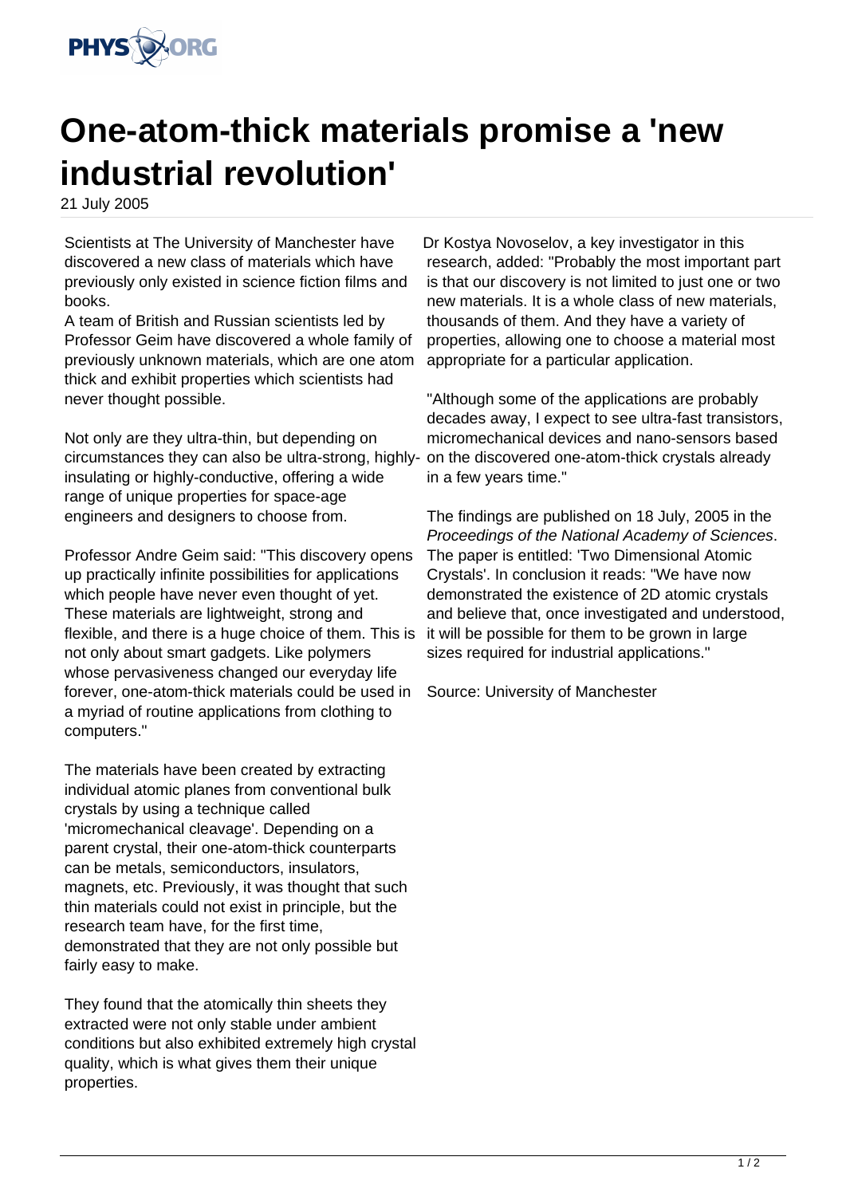# One-atom-thick materials promise a 'new industrial revolution'

21 July 2005

Scientists at The University of Manchester have discovered a new class of materials which have previously only existed in science fiction films and books.

A team of British and Russian scientists led by Professor Geim have discovered a whole family of previously unknown materials, which are one atom thick and exhibit properties which scientists had never thought possible.

Not only are they ultra-thin, but depending on circumstances they can also be ultra-strong, highly-insulating or highly-conductive, offering a wide range of unique properties for space-age engineers and designers to choose from.

Professor Andre Geim said: "This discovery opens up practically infinite possibilities for applications which people have never even thought of yet. These materials are lightweight, strong and flexible, and there is a huge choice of them. This is not only about smart gadgets. Like polymers whose pervasiveness changed our everyday life forever, one-atom-thick materials could be used in a myriad of routine applications from clothing to computers."

The materials have been created by extracting individual atomic planes from conventional bulk crystals by using a technique called 'micromechanical cleavage'. Depending on a parent crystal, their one-atom-thick counterparts can be metals, semiconductors, insulators, magnets, etc. Previously, it was thought that such thin materials could not exist in principle, but the research team have, for the first time, demonstrated that they are not only possible but fairly easy to make.

They found that the atomically thin sheets they extracted were not only stable under ambient conditions but also exhibited extremely high crystal quality, which is what gives them their unique properties.

Dr Kostya Novoselov, a key investigator in this research, added: "Probably the most important part is that our discovery is not limited to just one or two new materials. It is a whole class of new materials, thousands of them. And they have a variety of properties, allowing one to choose a material most appropriate for a particular application.

"Although some of the applications are probably decades away, I expect to see ultra-fast transistors, micromechanical devices and nano-sensors based on the discovered one-atom-thick crystals already in a few years time."

The findings are published on 18 July, 2005 in the *Proceedings of the National Academy of Sciences*. The paper is entitled: 'Two Dimensional Atomic Crystals'. In conclusion it reads: "We have now demonstrated the existence of 2D atomic crystals and believe that, once investigated and understood, it will be possible for them to be grown in large sizes required for industrial applications."

Source: University of Manchester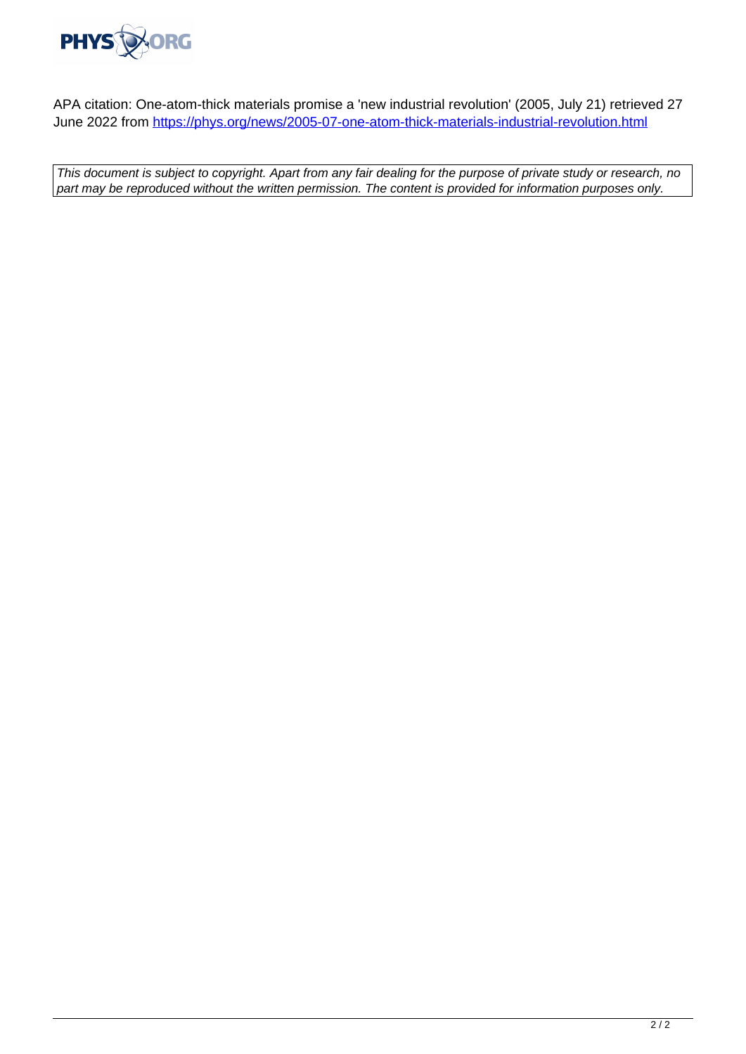APA citation: One-atom-thick materials promise a 'new industrial revolution' (2005, July 21) retrieved 27 June 2022 from https://phys.org/news/2005-07-one-atom-thick-materials-industrial-revolution.html

*This document is subject to copyright. Apart from any fair dealing for the purpose of private study or research, no part may be reproduced without the written permission. The content is provided for information purposes only.*